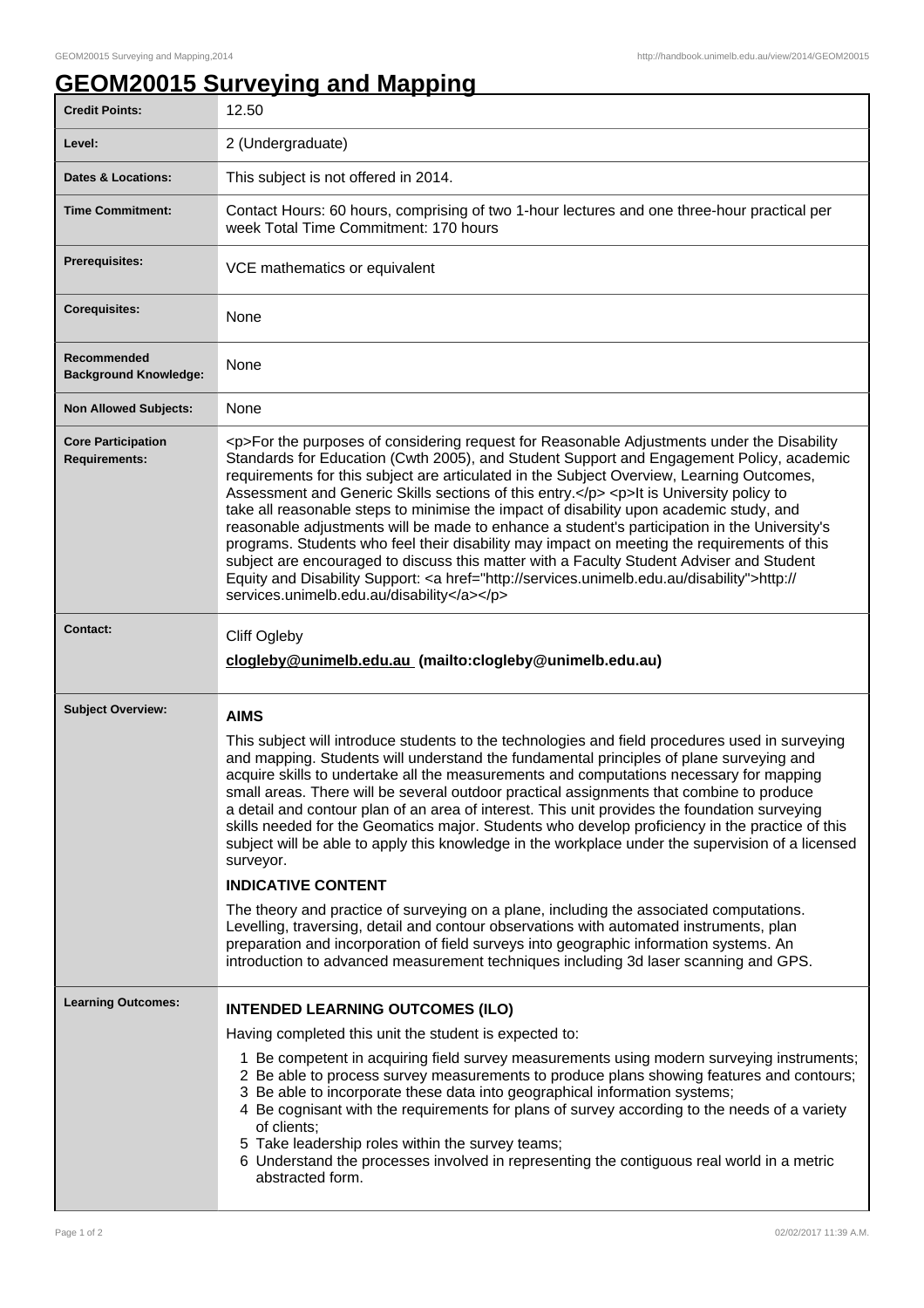# GEOM20015 Surveying and Mapping

| | |
|---|---|
| **Credit Points:** | 12.50 |
| **Level:** | 2 (Undergraduate) |
| **Dates & Locations:** | This subject is not offered in 2014. |
| **Time Commitment:** | Contact Hours: 60 hours, comprising of two 1-hour lectures and one three-hour practical per week Total Time Commitment: 170 hours |
| **Prerequisites:** | VCE mathematics or equivalent |
| **Corequisites:** | None |
| **Recommended Background Knowledge:** | None |
| **Non Allowed Subjects:** | None |
| **Core Participation Requirements:** | <p>For the purposes of considering request for Reasonable Adjustments under the Disability Standards for Education (Cwth 2005), and Student Support and Engagement Policy, academic requirements for this subject are articulated in the Subject Overview, Learning Outcomes, Assessment and Generic Skills sections of this entry.</p> <p>It is University policy to take all reasonable steps to minimise the impact of disability upon academic study, and reasonable adjustments will be made to enhance a student's participation in the University's programs. Students who feel their disability may impact on meeting the requirements of this subject are encouraged to discuss this matter with a Faculty Student Adviser and Student Equity and Disability Support: <a href="http://services.unimelb.edu.au/disability">http://services.unimelb.edu.au/disability</a></p> |
| **Contact:** | Cliff Ogleby<br>**clogleby@unimelb.edu.au (mailto:clogleby@unimelb.edu.au)** |
| **Subject Overview:** | **AIMS**<br>This subject will introduce students to the technologies and field procedures used in surveying and mapping. Students will understand the fundamental principles of plane surveying and acquire skills to undertake all the measurements and computations necessary for mapping small areas. There will be several outdoor practical assignments that combine to produce a detail and contour plan of an area of interest. This unit provides the foundation surveying skills needed for the Geomatics major. Students who develop proficiency in the practice of this subject will be able to apply this knowledge in the workplace under the supervision of a licensed surveyor.<br>**INDICATIVE CONTENT**<br>The theory and practice of surveying on a plane, including the associated computations. Levelling, traversing, detail and contour observations with automated instruments, plan preparation and incorporation of field surveys into geographic information systems. An introduction to advanced measurement techniques including 3d laser scanning and GPS. |
| **Learning Outcomes:** | **INTENDED LEARNING OUTCOMES (ILO)**<br>Having completed this unit the student is expected to:<br>1 Be competent in acquiring field survey measurements using modern surveying instruments;<br>2 Be able to process survey measurements to produce plans showing features and contours;<br>3 Be able to incorporate these data into geographical information systems;<br>4 Be cognisant with the requirements for plans of survey according to the needs of a variety of clients;<br>5 Take leadership roles within the survey teams;<br>6 Understand the processes involved in representing the contiguous real world in a metric abstracted form. |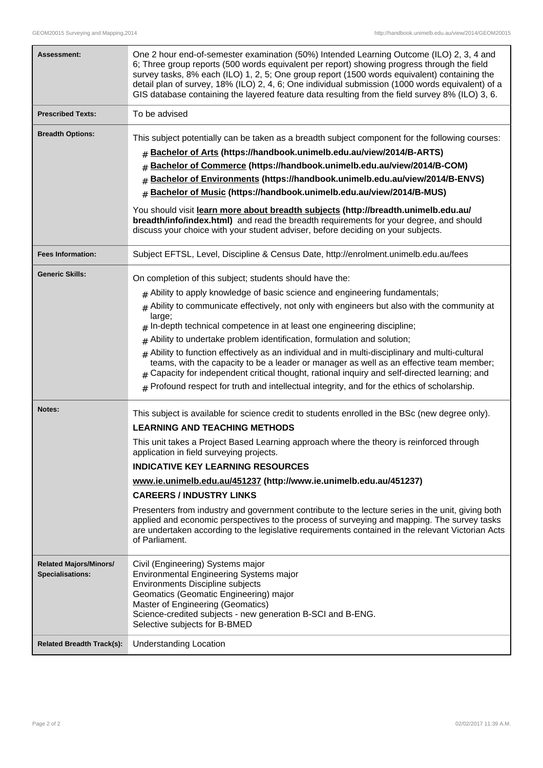| | |
|---|---|
| **Assessment:** | One 2 hour end-of-semester examination (50%) Intended Learning Outcome (ILO) 2, 3, 4 and 6; Three group reports (500 words equivalent per report) showing progress through the field survey tasks, 8% each (ILO) 1, 2, 5; One group report (1500 words equivalent) containing the detail plan of survey, 18% (ILO) 2, 4, 6; One individual submission (1000 words equivalent) of a GIS database containing the layered feature data resulting from the field survey 8% (ILO) 3, 6. |
| **Prescribed Texts:** | To be advised |
| **Breadth Options:** | This subject potentially can be taken as a breadth subject component for the following courses:<br># **Bachelor of Arts (https://handbook.unimelb.edu.au/view/2014/B-ARTS)**<br># **Bachelor of Commerce (https://handbook.unimelb.edu.au/view/2014/B-COM)**<br># **Bachelor of Environments (https://handbook.unimelb.edu.au/view/2014/B-ENVS)**<br># **Bachelor of Music (https://handbook.unimelb.edu.au/view/2014/B-MUS)**<br>You should visit **learn more about breadth subjects (http://breadth.unimelb.edu.au/breadth/info/index.html)** and read the breadth requirements for your degree, and should discuss your choice with your student adviser, before deciding on your subjects. |
| **Fees Information:** | Subject EFTSL, Level, Discipline & Census Date, http://enrolment.unimelb.edu.au/fees |
| **Generic Skills:** | On completion of this subject; students should have the:<br># Ability to apply knowledge of basic science and engineering fundamentals;<br># Ability to communicate effectively, not only with engineers but also with the community at large;<br># In-depth technical competence in at least one engineering discipline;<br># Ability to undertake problem identification, formulation and solution;<br># Ability to function effectively as an individual and in multi-disciplinary and multi-cultural teams, with the capacity to be a leader or manager as well as an effective team member;<br># Capacity for independent critical thought, rational inquiry and self-directed learning; and<br># Profound respect for truth and intellectual integrity, and for the ethics of scholarship. |
| **Notes:** | This subject is available for science credit to students enrolled in the BSc (new degree only).<br>**LEARNING AND TEACHING METHODS**<br>This unit takes a Project Based Learning approach where the theory is reinforced through application in field surveying projects.<br>**INDICATIVE KEY LEARNING RESOURCES**<br>**www.ie.unimelb.edu.au/451237 (http://www.ie.unimelb.edu.au/451237)**<br>**CAREERS / INDUSTRY LINKS**<br>Presenters from industry and government contribute to the lecture series in the unit, giving both applied and economic perspectives to the process of surveying and mapping. The survey tasks are undertaken according to the legislative requirements contained in the relevant Victorian Acts of Parliament. |
| **Related Majors/Minors/ Specialisations:** | Civil (Engineering) Systems major<br>Environmental Engineering Systems major<br>Environments Discipline subjects<br>Geomatics (Geomatic Engineering) major<br>Master of Engineering (Geomatics)<br>Science-credited subjects - new generation B-SCI and B-ENG.<br>Selective subjects for B-BMED |
| **Related Breadth Track(s):** | Understanding Location |